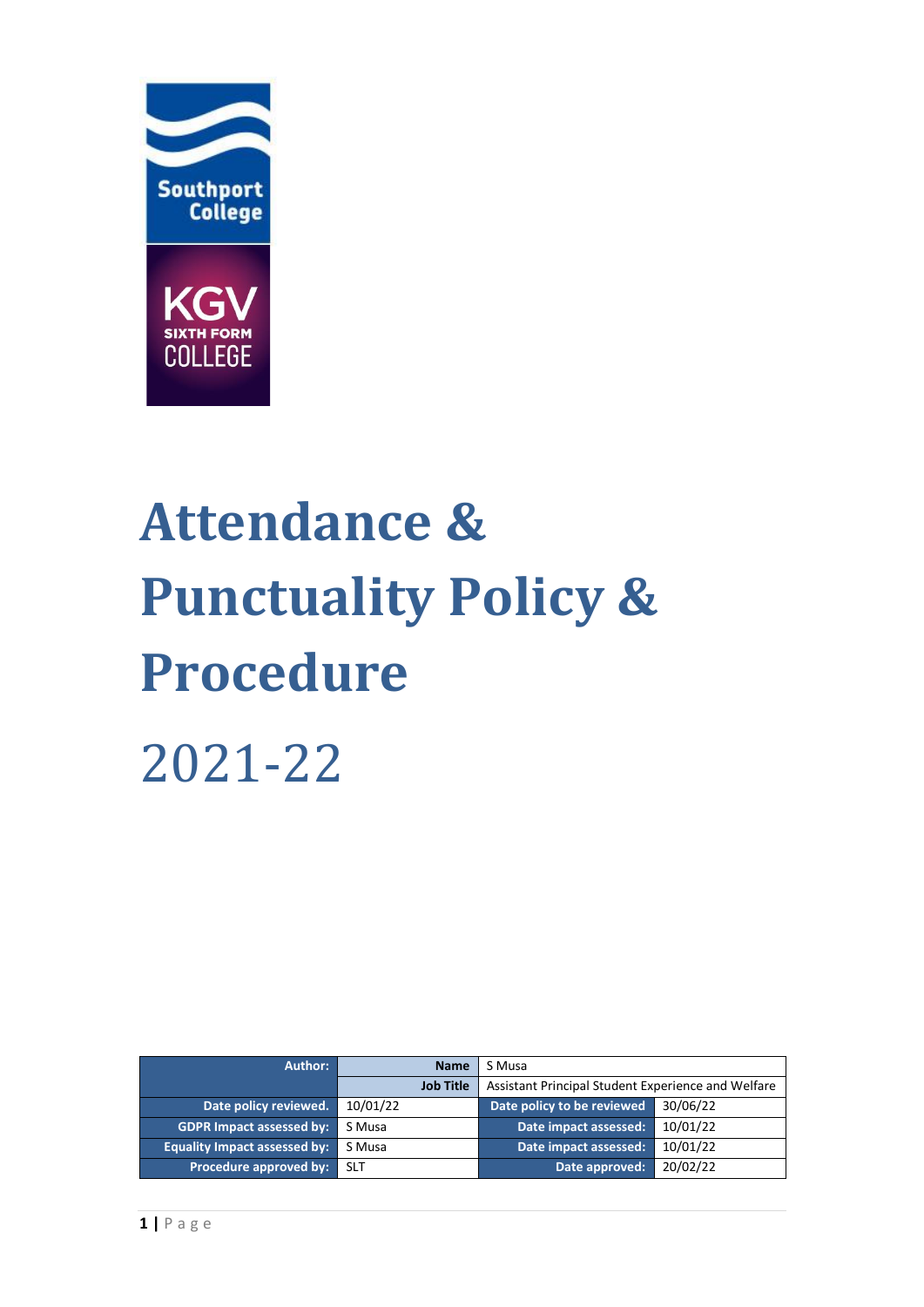Southport College

KGV SIXTH FORM COLLEGE

# Attendance & Punctuality Policy & Procedure

## 2021-22

| | | | |
|---|---|---|---|
| **Author:** | **Name** | S Musa | |
| | **Job Title** | Assistant Principal Student Experience and Welfare | |
| **Date policy reviewed.** | 10/01/22 | **Date policy to be reviewed** | 30/06/22 |
| **GDPR Impact assessed by:** | S Musa | **Date impact assessed:** | 10/01/22 |
| **Equality Impact assessed by:** | S Musa | **Date impact assessed:** | 10/01/22 |
| **Procedure approved by:** | SLT | **Date approved:** | 20/02/22 |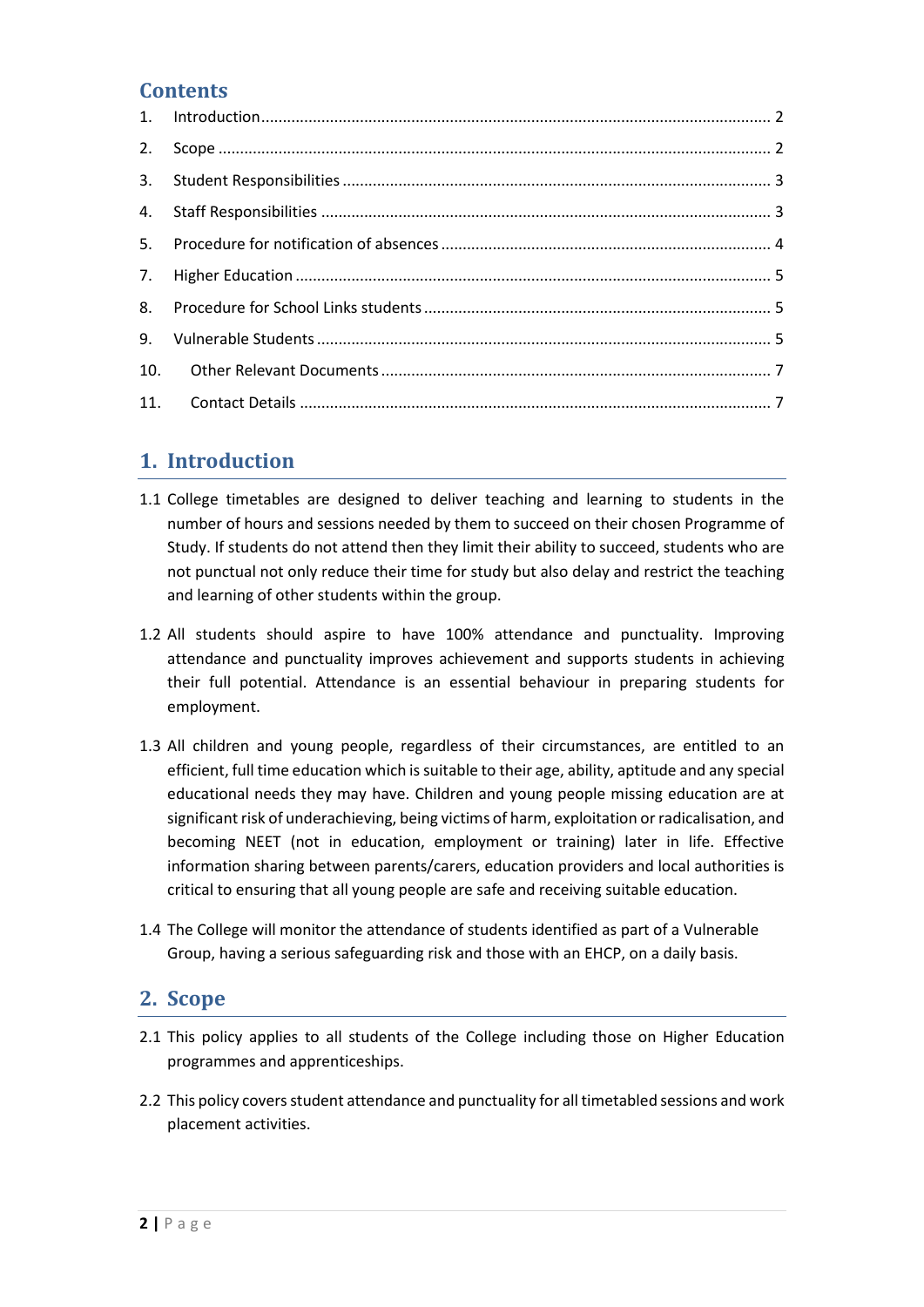## Contents

1. Introduction ........ 2
2. Scope ........ 2
3. Student Responsibilities ........ 3
4. Staff Responsibilities ........ 3
5. Procedure for notification of absences ........ 4
7. Higher Education ........ 5
8. Procedure for School Links students ........ 5
9. Vulnerable Students ........ 5
10. Other Relevant Documents ........ 7
11. Contact Details ........ 7

## 1. Introduction

1.1 College timetables are designed to deliver teaching and learning to students in the number of hours and sessions needed by them to succeed on their chosen Programme of Study. If students do not attend then they limit their ability to succeed, students who are not punctual not only reduce their time for study but also delay and restrict the teaching and learning of other students within the group.

1.2 All students should aspire to have 100% attendance and punctuality. Improving attendance and punctuality improves achievement and supports students in achieving their full potential. Attendance is an essential behaviour in preparing students for employment.

1.3 All children and young people, regardless of their circumstances, are entitled to an efficient, full time education which is suitable to their age, ability, aptitude and any special educational needs they may have. Children and young people missing education are at significant risk of underachieving, being victims of harm, exploitation or radicalisation, and becoming NEET (not in education, employment or training) later in life. Effective information sharing between parents/carers, education providers and local authorities is critical to ensuring that all young people are safe and receiving suitable education.

1.4 The College will monitor the attendance of students identified as part of a Vulnerable Group, having a serious safeguarding risk and those with an EHCP, on a daily basis.

## 2. Scope

2.1 This policy applies to all students of the College including those on Higher Education programmes and apprenticeships.

2.2 This policy covers student attendance and punctuality for all timetabled sessions and work placement activities.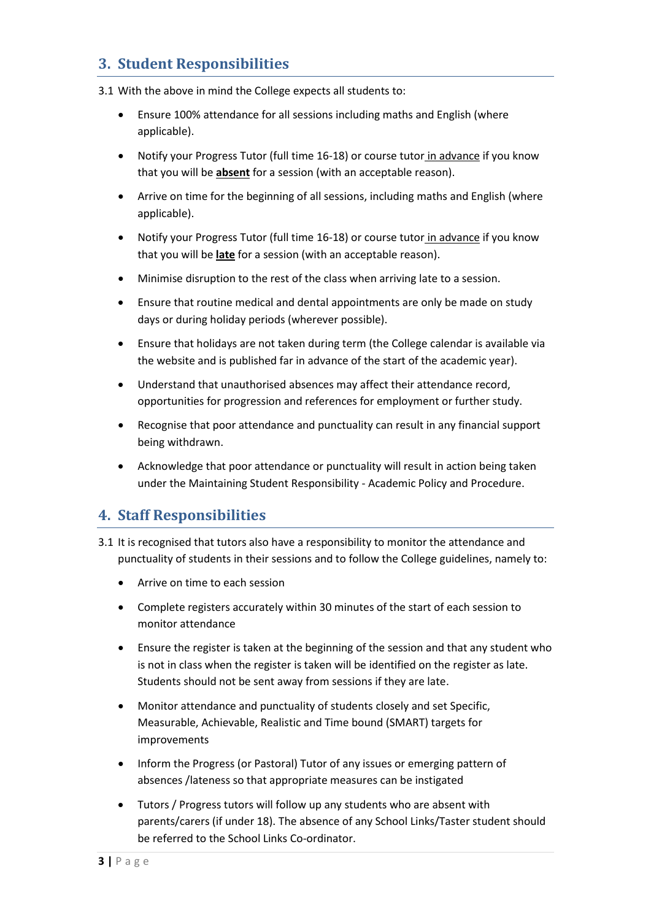## 3. Student Responsibilities

3.1 With the above in mind the College expects all students to:

- Ensure 100% attendance for all sessions including maths and English (where applicable).
- Notify your Progress Tutor (full time 16-18) or course tutor in advance if you know that you will be **absent** for a session (with an acceptable reason).
- Arrive on time for the beginning of all sessions, including maths and English (where applicable).
- Notify your Progress Tutor (full time 16-18) or course tutor in advance if you know that you will be **late** for a session (with an acceptable reason).
- Minimise disruption to the rest of the class when arriving late to a session.
- Ensure that routine medical and dental appointments are only be made on study days or during holiday periods (wherever possible).
- Ensure that holidays are not taken during term (the College calendar is available via the website and is published far in advance of the start of the academic year).
- Understand that unauthorised absences may affect their attendance record, opportunities for progression and references for employment or further study.
- Recognise that poor attendance and punctuality can result in any financial support being withdrawn.
- Acknowledge that poor attendance or punctuality will result in action being taken under the Maintaining Student Responsibility - Academic Policy and Procedure.

## 4. Staff Responsibilities

3.1 It is recognised that tutors also have a responsibility to monitor the attendance and punctuality of students in their sessions and to follow the College guidelines, namely to:

- Arrive on time to each session
- Complete registers accurately within 30 minutes of the start of each session to monitor attendance
- Ensure the register is taken at the beginning of the session and that any student who is not in class when the register is taken will be identified on the register as late. Students should not be sent away from sessions if they are late.
- Monitor attendance and punctuality of students closely and set Specific, Measurable, Achievable, Realistic and Time bound (SMART) targets for improvements
- Inform the Progress (or Pastoral) Tutor of any issues or emerging pattern of absences /lateness so that appropriate measures can be instigated
- Tutors / Progress tutors will follow up any students who are absent with parents/carers (if under 18). The absence of any School Links/Taster student should be referred to the School Links Co-ordinator.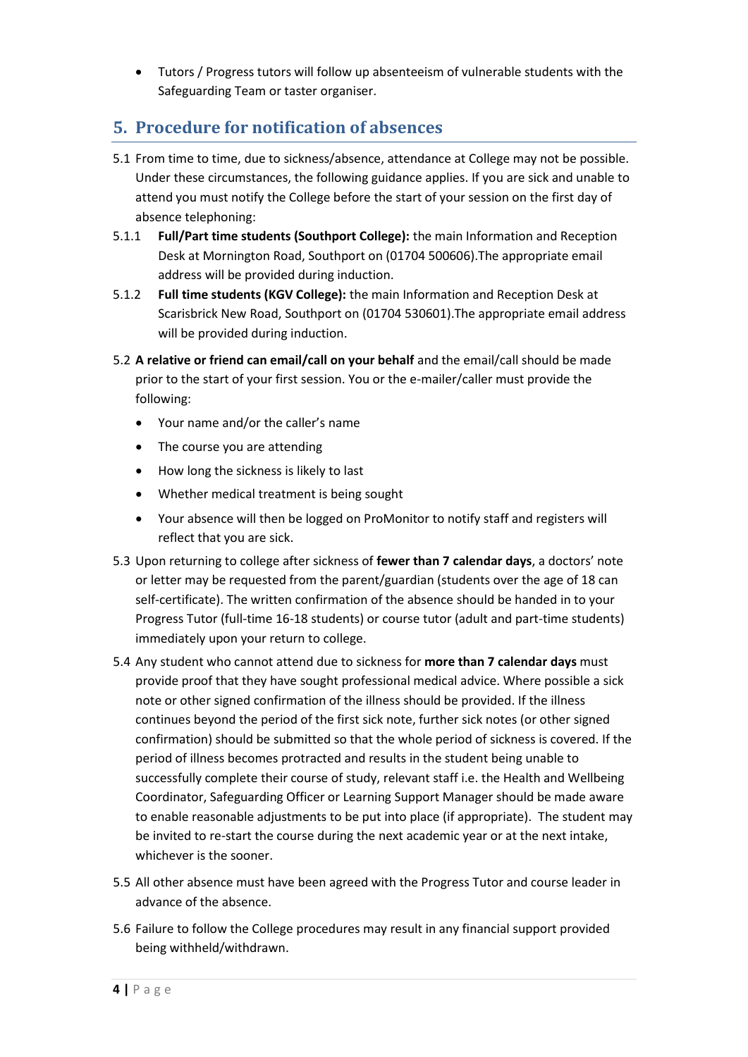- Tutors / Progress tutors will follow up absenteeism of vulnerable students with the Safeguarding Team or taster organiser.

## 5. Procedure for notification of absences

5.1 From time to time, due to sickness/absence, attendance at College may not be possible. Under these circumstances, the following guidance applies. If you are sick and unable to attend you must notify the College before the start of your session on the first day of absence telephoning:

5.1.1 **Full/Part time students (Southport College):** the main Information and Reception Desk at Mornington Road, Southport on (01704 500606).The appropriate email address will be provided during induction.

5.1.2 **Full time students (KGV College):** the main Information and Reception Desk at Scarisbrick New Road, Southport on (01704 530601).The appropriate email address will be provided during induction.

5.2 **A relative or friend can email/call on your behalf** and the email/call should be made prior to the start of your first session. You or the e-mailer/caller must provide the following:

- Your name and/or the caller's name
- The course you are attending
- How long the sickness is likely to last
- Whether medical treatment is being sought
- Your absence will then be logged on ProMonitor to notify staff and registers will reflect that you are sick.

5.3 Upon returning to college after sickness of **fewer than 7 calendar days**, a doctors' note or letter may be requested from the parent/guardian (students over the age of 18 can self-certificate). The written confirmation of the absence should be handed in to your Progress Tutor (full-time 16-18 students) or course tutor (adult and part-time students) immediately upon your return to college.

5.4 Any student who cannot attend due to sickness for **more than 7 calendar days** must provide proof that they have sought professional medical advice. Where possible a sick note or other signed confirmation of the illness should be provided. If the illness continues beyond the period of the first sick note, further sick notes (or other signed confirmation) should be submitted so that the whole period of sickness is covered. If the period of illness becomes protracted and results in the student being unable to successfully complete their course of study, relevant staff i.e. the Health and Wellbeing Coordinator, Safeguarding Officer or Learning Support Manager should be made aware to enable reasonable adjustments to be put into place (if appropriate). The student may be invited to re-start the course during the next academic year or at the next intake, whichever is the sooner.

5.5 All other absence must have been agreed with the Progress Tutor and course leader in advance of the absence.

5.6 Failure to follow the College procedures may result in any financial support provided being withheld/withdrawn.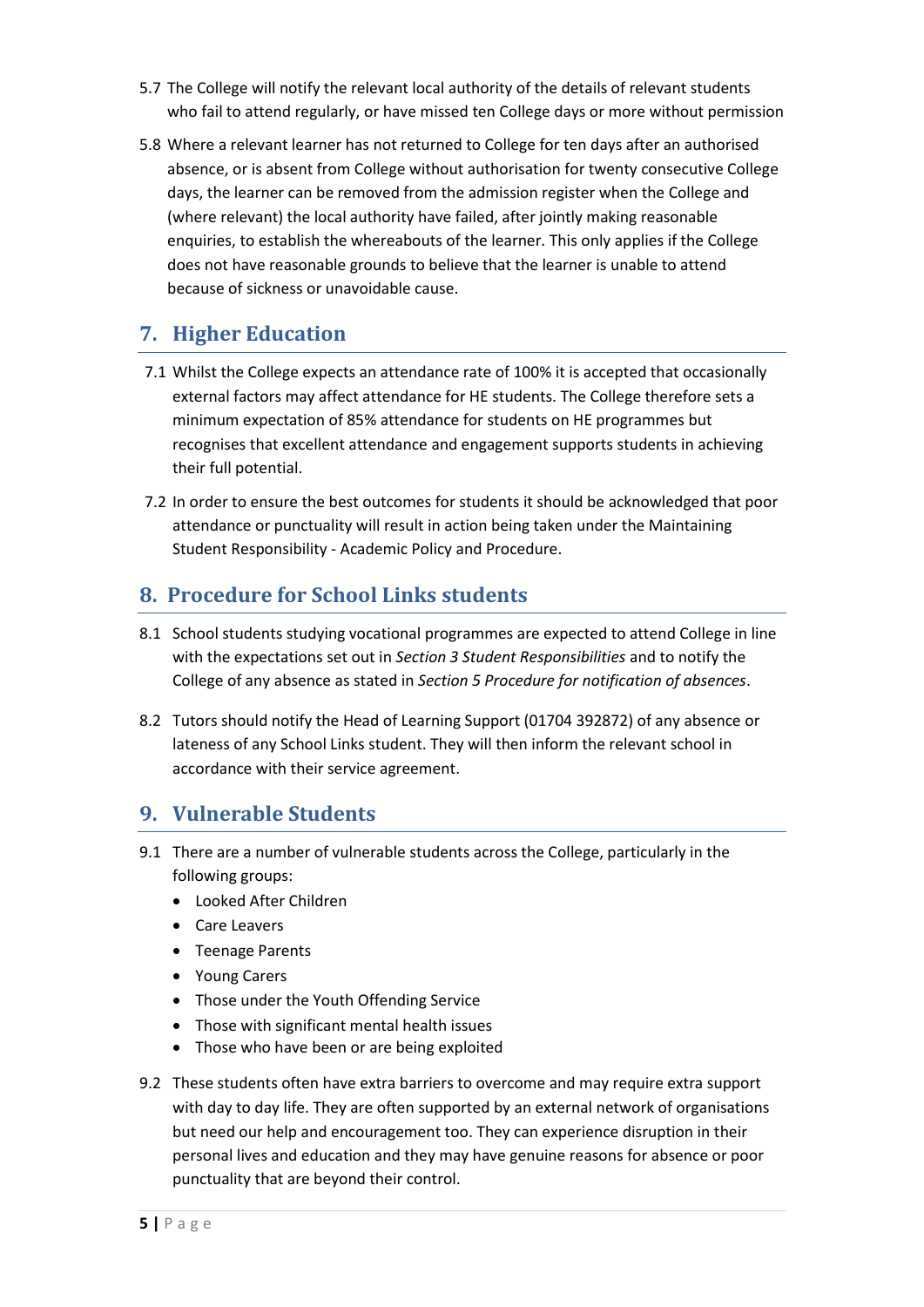5.7 The College will notify the relevant local authority of the details of relevant students who fail to attend regularly, or have missed ten College days or more without permission

5.8 Where a relevant learner has not returned to College for ten days after an authorised absence, or is absent from College without authorisation for twenty consecutive College days, the learner can be removed from the admission register when the College and (where relevant) the local authority have failed, after jointly making reasonable enquiries, to establish the whereabouts of the learner. This only applies if the College does not have reasonable grounds to believe that the learner is unable to attend because of sickness or unavoidable cause.

## 7. Higher Education

7.1 Whilst the College expects an attendance rate of 100% it is accepted that occasionally external factors may affect attendance for HE students. The College therefore sets a minimum expectation of 85% attendance for students on HE programmes but recognises that excellent attendance and engagement supports students in achieving their full potential.

7.2 In order to ensure the best outcomes for students it should be acknowledged that poor attendance or punctuality will result in action being taken under the Maintaining Student Responsibility - Academic Policy and Procedure.

## 8. Procedure for School Links students

8.1 School students studying vocational programmes are expected to attend College in line with the expectations set out in *Section 3 Student Responsibilities* and to notify the College of any absence as stated in *Section 5 Procedure for notification of absences*.

8.2 Tutors should notify the Head of Learning Support (01704 392872) of any absence or lateness of any School Links student. They will then inform the relevant school in accordance with their service agreement.

## 9. Vulnerable Students

9.1 There are a number of vulnerable students across the College, particularly in the following groups:

- Looked After Children
- Care Leavers
- Teenage Parents
- Young Carers
- Those under the Youth Offending Service
- Those with significant mental health issues
- Those who have been or are being exploited

9.2 These students often have extra barriers to overcome and may require extra support with day to day life. They are often supported by an external network of organisations but need our help and encouragement too. They can experience disruption in their personal lives and education and they may have genuine reasons for absence or poor punctuality that are beyond their control.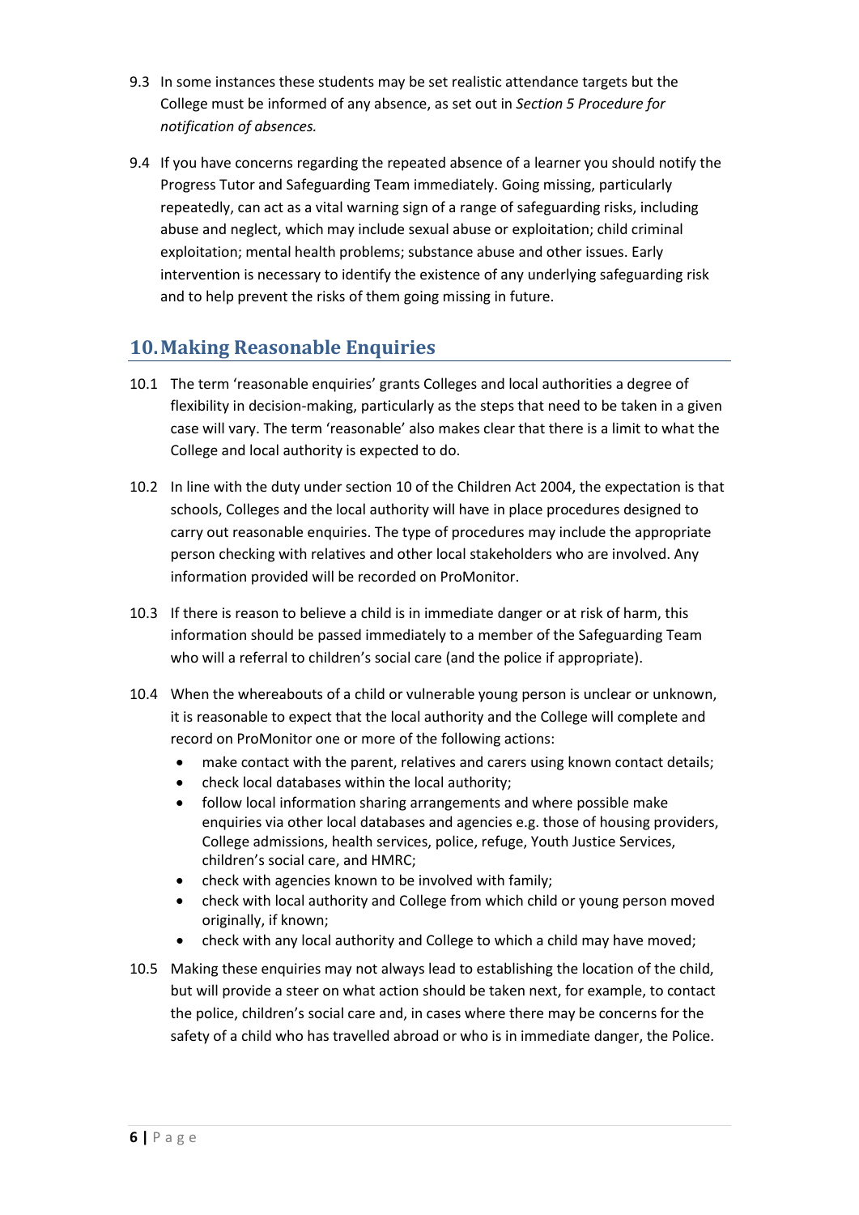9.3 In some instances these students may be set realistic attendance targets but the College must be informed of any absence, as set out in *Section 5 Procedure for notification of absences.*

9.4 If you have concerns regarding the repeated absence of a learner you should notify the Progress Tutor and Safeguarding Team immediately. Going missing, particularly repeatedly, can act as a vital warning sign of a range of safeguarding risks, including abuse and neglect, which may include sexual abuse or exploitation; child criminal exploitation; mental health problems; substance abuse and other issues. Early intervention is necessary to identify the existence of any underlying safeguarding risk and to help prevent the risks of them going missing in future.

## 10. Making Reasonable Enquiries

10.1 The term 'reasonable enquiries' grants Colleges and local authorities a degree of flexibility in decision-making, particularly as the steps that need to be taken in a given case will vary. The term 'reasonable' also makes clear that there is a limit to what the College and local authority is expected to do.

10.2 In line with the duty under section 10 of the Children Act 2004, the expectation is that schools, Colleges and the local authority will have in place procedures designed to carry out reasonable enquiries. The type of procedures may include the appropriate person checking with relatives and other local stakeholders who are involved. Any information provided will be recorded on ProMonitor.

10.3 If there is reason to believe a child is in immediate danger or at risk of harm, this information should be passed immediately to a member of the Safeguarding Team who will a referral to children's social care (and the police if appropriate).

10.4 When the whereabouts of a child or vulnerable young person is unclear or unknown, it is reasonable to expect that the local authority and the College will complete and record on ProMonitor one or more of the following actions:

- make contact with the parent, relatives and carers using known contact details;
- check local databases within the local authority;
- follow local information sharing arrangements and where possible make enquiries via other local databases and agencies e.g. those of housing providers, College admissions, health services, police, refuge, Youth Justice Services, children's social care, and HMRC;
- check with agencies known to be involved with family;
- check with local authority and College from which child or young person moved originally, if known;
- check with any local authority and College to which a child may have moved;

10.5 Making these enquiries may not always lead to establishing the location of the child, but will provide a steer on what action should be taken next, for example, to contact the police, children's social care and, in cases where there may be concerns for the safety of a child who has travelled abroad or who is in immediate danger, the Police.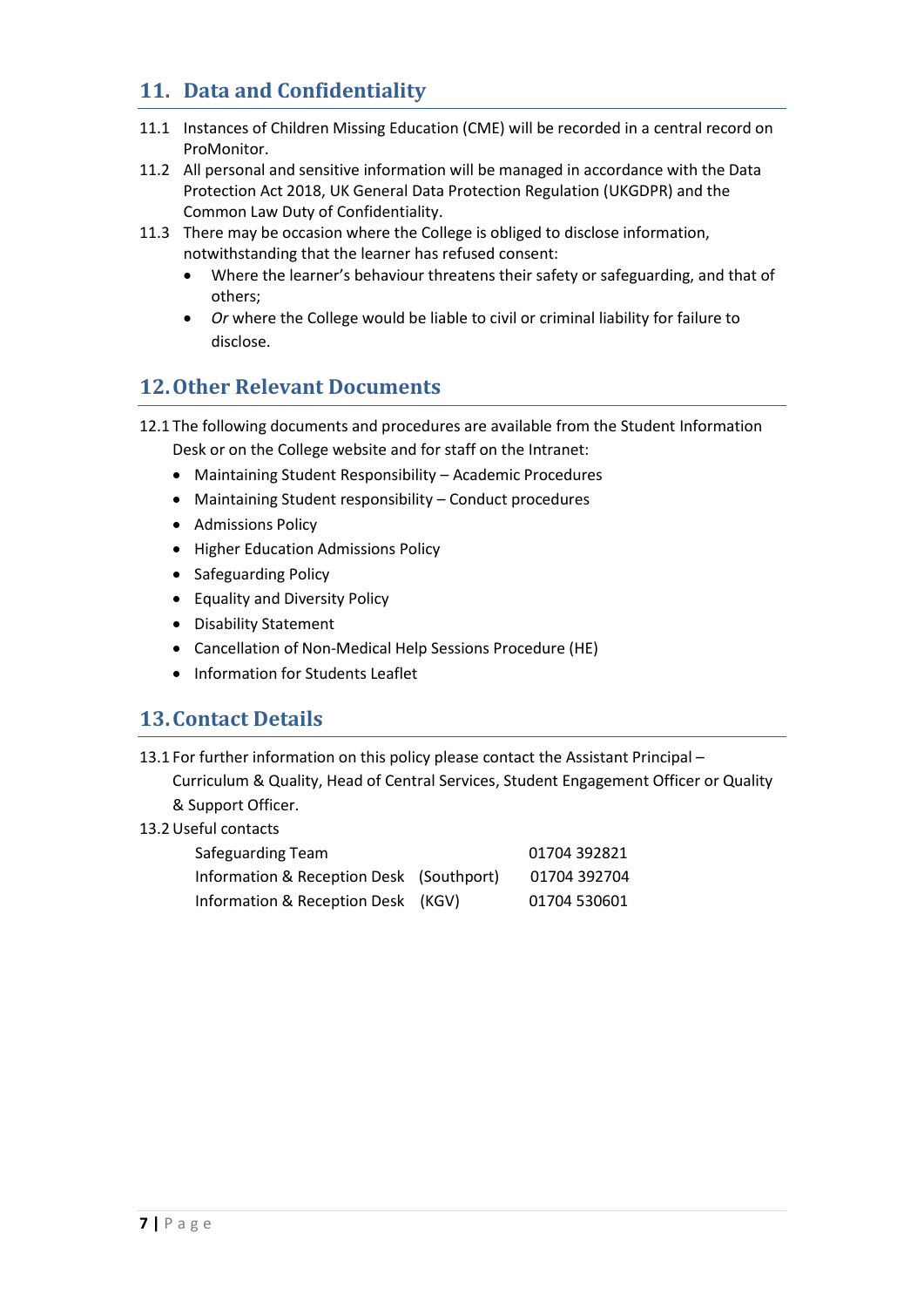## 11. Data and Confidentiality

11.1 Instances of Children Missing Education (CME) will be recorded in a central record on ProMonitor.

11.2 All personal and sensitive information will be managed in accordance with the Data Protection Act 2018, UK General Data Protection Regulation (UKGDPR) and the Common Law Duty of Confidentiality.

11.3 There may be occasion where the College is obliged to disclose information, notwithstanding that the learner has refused consent:

- Where the learner's behaviour threatens their safety or safeguarding, and that of others;
- *Or* where the College would be liable to civil or criminal liability for failure to disclose.

## 12. Other Relevant Documents

12.1 The following documents and procedures are available from the Student Information Desk or on the College website and for staff on the Intranet:

- Maintaining Student Responsibility – Academic Procedures
- Maintaining Student responsibility – Conduct procedures
- Admissions Policy
- Higher Education Admissions Policy
- Safeguarding Policy
- Equality and Diversity Policy
- Disability Statement
- Cancellation of Non-Medical Help Sessions Procedure (HE)
- Information for Students Leaflet

## 13. Contact Details

13.1 For further information on this policy please contact the Assistant Principal – Curriculum & Quality, Head of Central Services, Student Engagement Officer or Quality & Support Officer.

13.2 Useful contacts

| | | |
|---|---|---|
| Safeguarding Team | | 01704 392821 |
| Information & Reception Desk | (Southport) | 01704 392704 |
| Information & Reception Desk | (KGV) | 01704 530601 |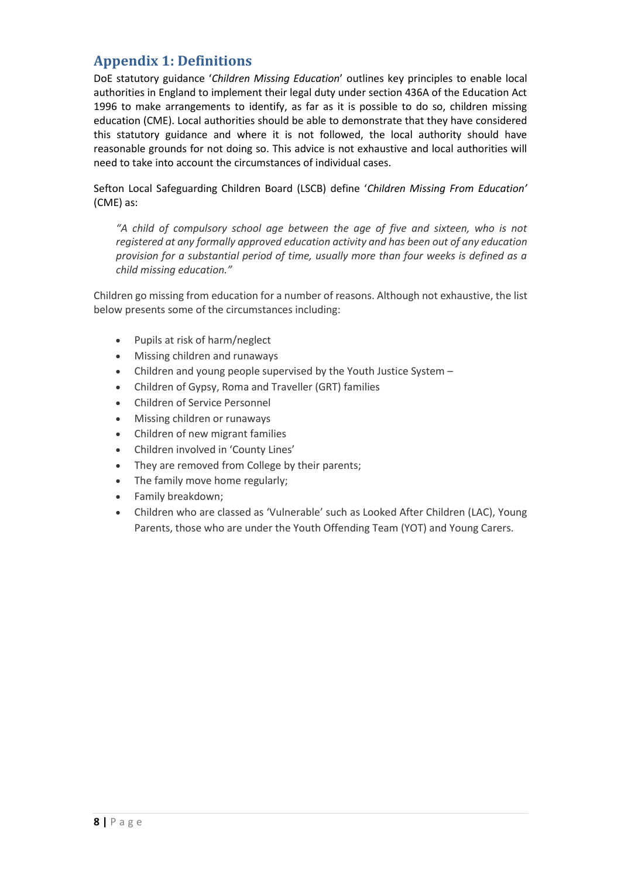## Appendix 1: Definitions

DoE statutory guidance '*Children Missing Education*' outlines key principles to enable local authorities in England to implement their legal duty under section 436A of the Education Act 1996 to make arrangements to identify, as far as it is possible to do so, children missing education (CME). Local authorities should be able to demonstrate that they have considered this statutory guidance and where it is not followed, the local authority should have reasonable grounds for not doing so. This advice is not exhaustive and local authorities will need to take into account the circumstances of individual cases.

Sefton Local Safeguarding Children Board (LSCB) define '*Children Missing From Education'* (CME) as:

> *"A child of compulsory school age between the age of five and sixteen, who is not registered at any formally approved education activity and has been out of any education provision for a substantial period of time, usually more than four weeks is defined as a child missing education."*

Children go missing from education for a number of reasons. Although not exhaustive, the list below presents some of the circumstances including:

- Pupils at risk of harm/neglect
- Missing children and runaways
- Children and young people supervised by the Youth Justice System –
- Children of Gypsy, Roma and Traveller (GRT) families
- Children of Service Personnel
- Missing children or runaways
- Children of new migrant families
- Children involved in 'County Lines'
- They are removed from College by their parents;
- The family move home regularly;
- Family breakdown;
- Children who are classed as 'Vulnerable' such as Looked After Children (LAC), Young Parents, those who are under the Youth Offending Team (YOT) and Young Carers.